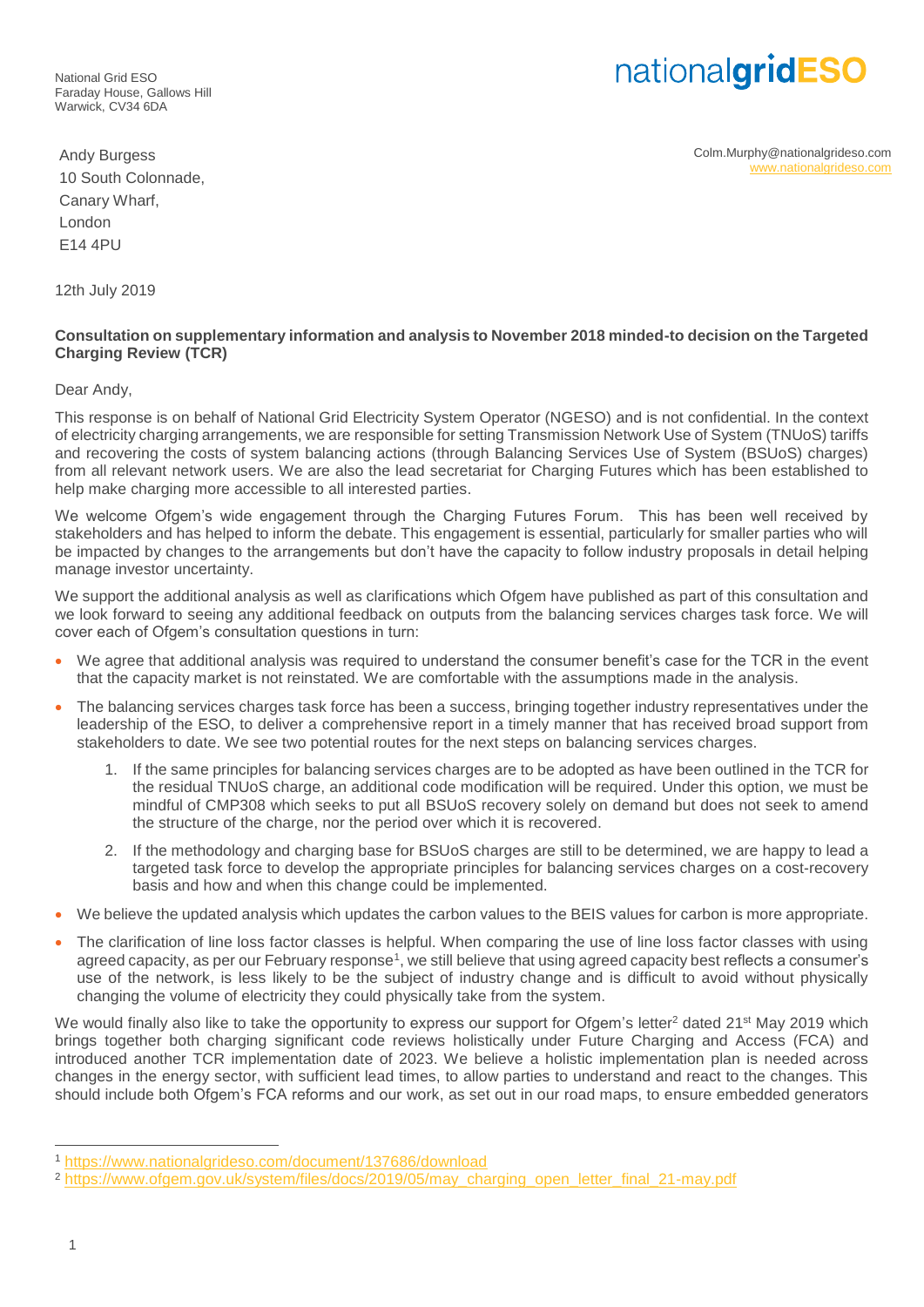National Grid ESO
Faraday House, Gallows Hill
Warwick, CV34 6DA

nationalgridESO

Colm.Murphy@nationalgrideso.com
www.nationalgrideso.com

Andy Burgess
10 South Colonnade,
Canary Wharf,
London
E14 4PU

12th July 2019

**Consultation on supplementary information and analysis to November 2018 minded-to decision on the Targeted Charging Review (TCR)**

Dear Andy,

This response is on behalf of National Grid Electricity System Operator (NGESO) and is not confidential. In the context of electricity charging arrangements, we are responsible for setting Transmission Network Use of System (TNUoS) tariffs and recovering the costs of system balancing actions (through Balancing Services Use of System (BSUoS) charges) from all relevant network users. We are also the lead secretariat for Charging Futures which has been established to help make charging more accessible to all interested parties.

We welcome Ofgem's wide engagement through the Charging Futures Forum. This has been well received by stakeholders and has helped to inform the debate. This engagement is essential, particularly for smaller parties who will be impacted by changes to the arrangements but don't have the capacity to follow industry proposals in detail helping manage investor uncertainty.

We support the additional analysis as well as clarifications which Ofgem have published as part of this consultation and we look forward to seeing any additional feedback on outputs from the balancing services charges task force. We will cover each of Ofgem's consultation questions in turn:

- We agree that additional analysis was required to understand the consumer benefit's case for the TCR in the event that the capacity market is not reinstated. We are comfortable with the assumptions made in the analysis.
- The balancing services charges task force has been a success, bringing together industry representatives under the leadership of the ESO, to deliver a comprehensive report in a timely manner that has received broad support from stakeholders to date. We see two potential routes for the next steps on balancing services charges.
    1. If the same principles for balancing services charges are to be adopted as have been outlined in the TCR for the residual TNUoS charge, an additional code modification will be required. Under this option, we must be mindful of CMP308 which seeks to put all BSUoS recovery solely on demand but does not seek to amend the structure of the charge, nor the period over which it is recovered.
    2. If the methodology and charging base for BSUoS charges are still to be determined, we are happy to lead a targeted task force to develop the appropriate principles for balancing services charges on a cost-recovery basis and how and when this change could be implemented.
- We believe the updated analysis which updates the carbon values to the BEIS values for carbon is more appropriate.
- The clarification of line loss factor classes is helpful. When comparing the use of line loss factor classes with using agreed capacity, as per our February response[1], we still believe that using agreed capacity best reflects a consumer's use of the network, is less likely to be the subject of industry change and is difficult to avoid without physically changing the volume of electricity they could physically take from the system.

We would finally also like to take the opportunity to express our support for Ofgem's letter[2] dated 21st May 2019 which brings together both charging significant code reviews holistically under Future Charging and Access (FCA) and introduced another TCR implementation date of 2023. We believe a holistic implementation plan is needed across changes in the energy sector, with sufficient lead times, to allow parties to understand and react to the changes. This should include both Ofgem's FCA reforms and our work, as set out in our road maps, to ensure embedded generators

---

[1] https://www.nationalgrideso.com/document/137686/download

[2] https://www.ofgem.gov.uk/system/files/docs/2019/05/may_charging_open_letter_final_21-may.pdf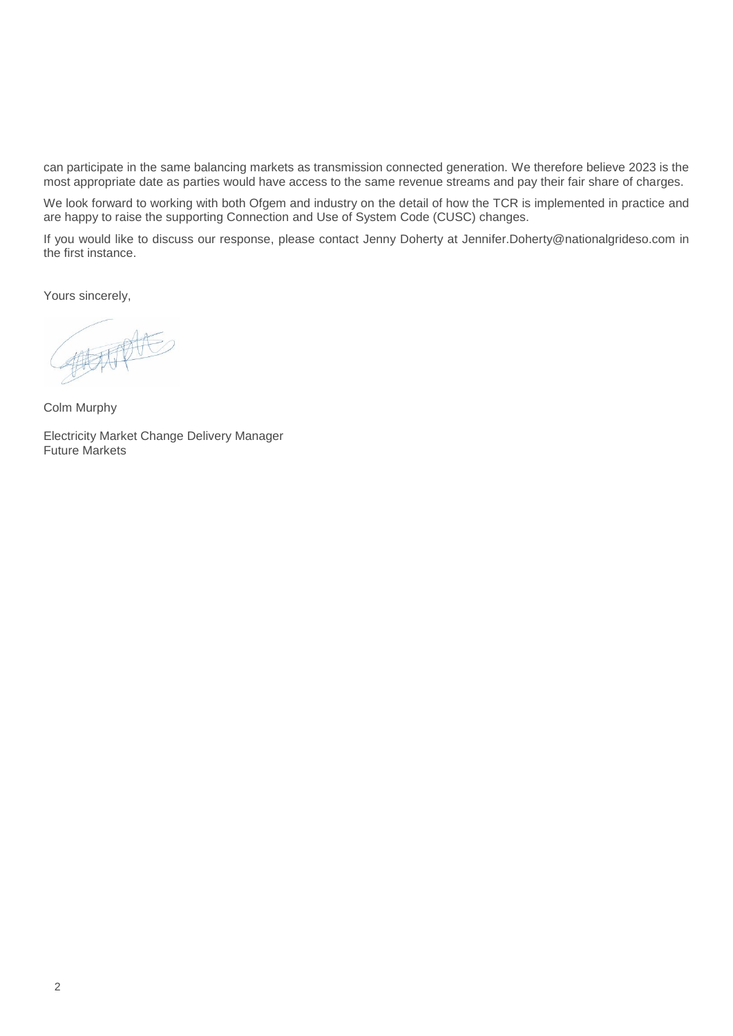can participate in the same balancing markets as transmission connected generation. We therefore believe 2023 is the most appropriate date as parties would have access to the same revenue streams and pay their fair share of charges.

We look forward to working with both Ofgem and industry on the detail of how the TCR is implemented in practice and are happy to raise the supporting Connection and Use of System Code (CUSC) changes.

If you would like to discuss our response, please contact Jenny Doherty at Jennifer.Doherty@nationalgrideso.com in the first instance.

Yours sincerely,

Colm Murphy

Electricity Market Change Delivery Manager
Future Markets